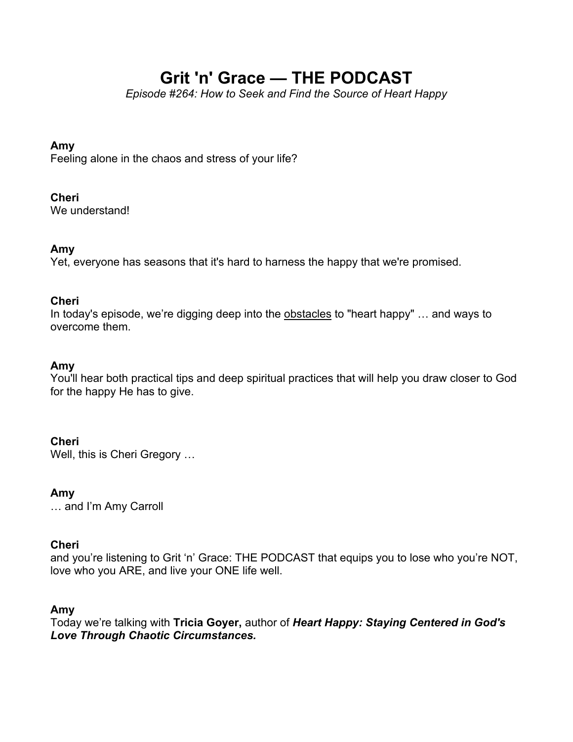# Grit 'n' Grace — THE PODCAST

*Episode #264: How to Seek and Find the Source of Heart Happy*

**Amy**
Feeling alone in the chaos and stress of your life?

**Cheri**
We understand!

**Amy**
Yet, everyone has seasons that it's hard to harness the happy that we're promised.

**Cheri**
In today's episode, we're digging deep into the <u>obstacles</u> to "heart happy" … and ways to overcome them.

**Amy**
You'll hear both practical tips and deep spiritual practices that will help you draw closer to God for the happy He has to give.

**Cheri**
Well, this is Cheri Gregory …

**Amy**
… and I'm Amy Carroll

**Cheri**
and you're listening to Grit 'n' Grace: THE PODCAST that equips you to lose who you're NOT, love who you ARE, and live your ONE life well.

**Amy**
Today we're talking with **Tricia Goyer,** author of ***Heart Happy: Staying Centered in God's Love Through Chaotic Circumstances.***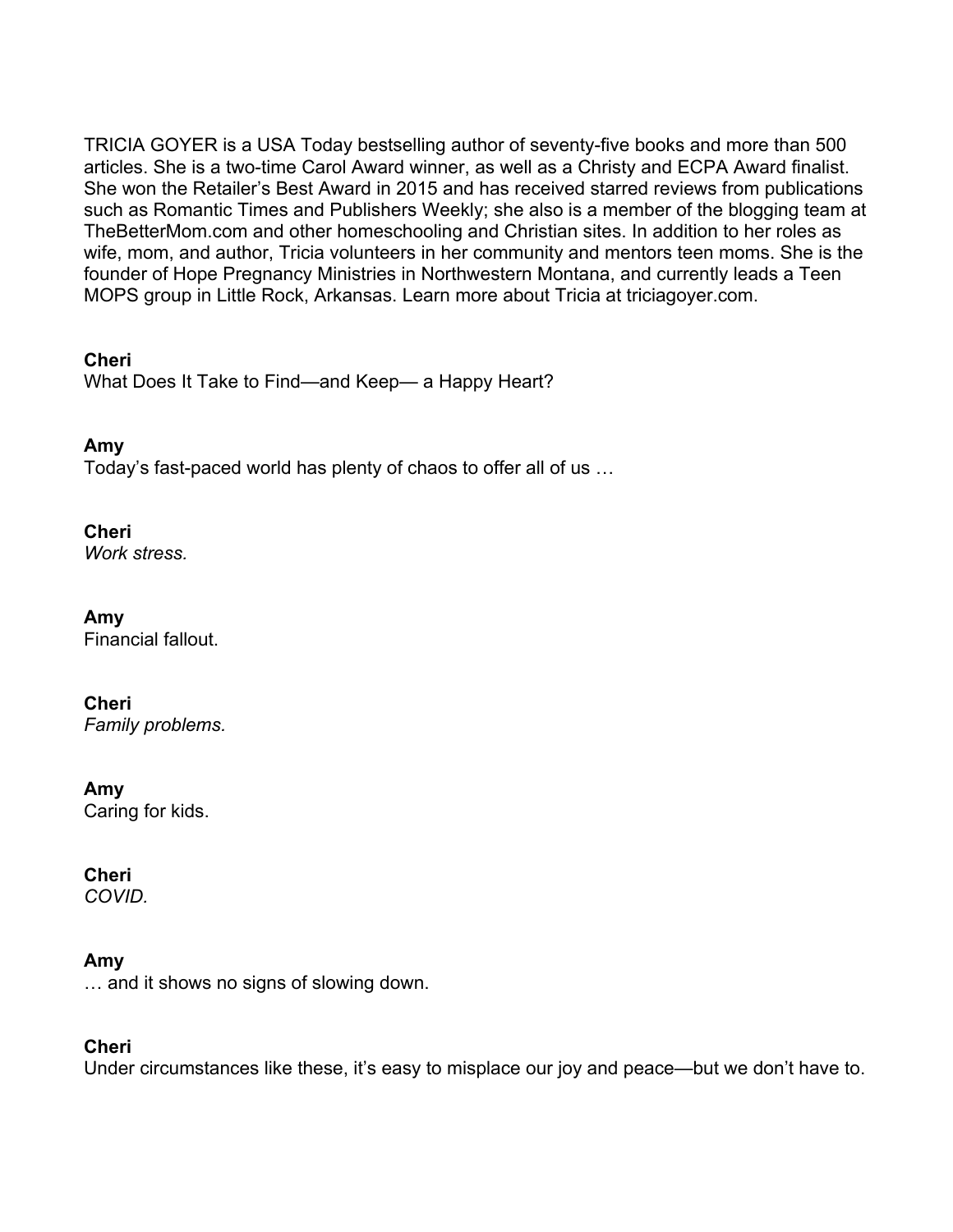TRICIA GOYER is a USA Today bestselling author of seventy-five books and more than 500 articles. She is a two-time Carol Award winner, as well as a Christy and ECPA Award finalist. She won the Retailer's Best Award in 2015 and has received starred reviews from publications such as Romantic Times and Publishers Weekly; she also is a member of the blogging team at TheBetterMom.com and other homeschooling and Christian sites. In addition to her roles as wife, mom, and author, Tricia volunteers in her community and mentors teen moms. She is the founder of Hope Pregnancy Ministries in Northwestern Montana, and currently leads a Teen MOPS group in Little Rock, Arkansas. Learn more about Tricia at triciagoyer.com.

**Cheri**
What Does It Take to Find—and Keep— a Happy Heart?

**Amy**
Today's fast-paced world has plenty of chaos to offer all of us …

**Cheri**
*Work stress.*

**Amy**
Financial fallout.

**Cheri**
*Family problems.*

**Amy**
Caring for kids.

**Cheri**
*COVID.*

**Amy**
… and it shows no signs of slowing down.

**Cheri**
Under circumstances like these, it's easy to misplace our joy and peace—but we don't have to.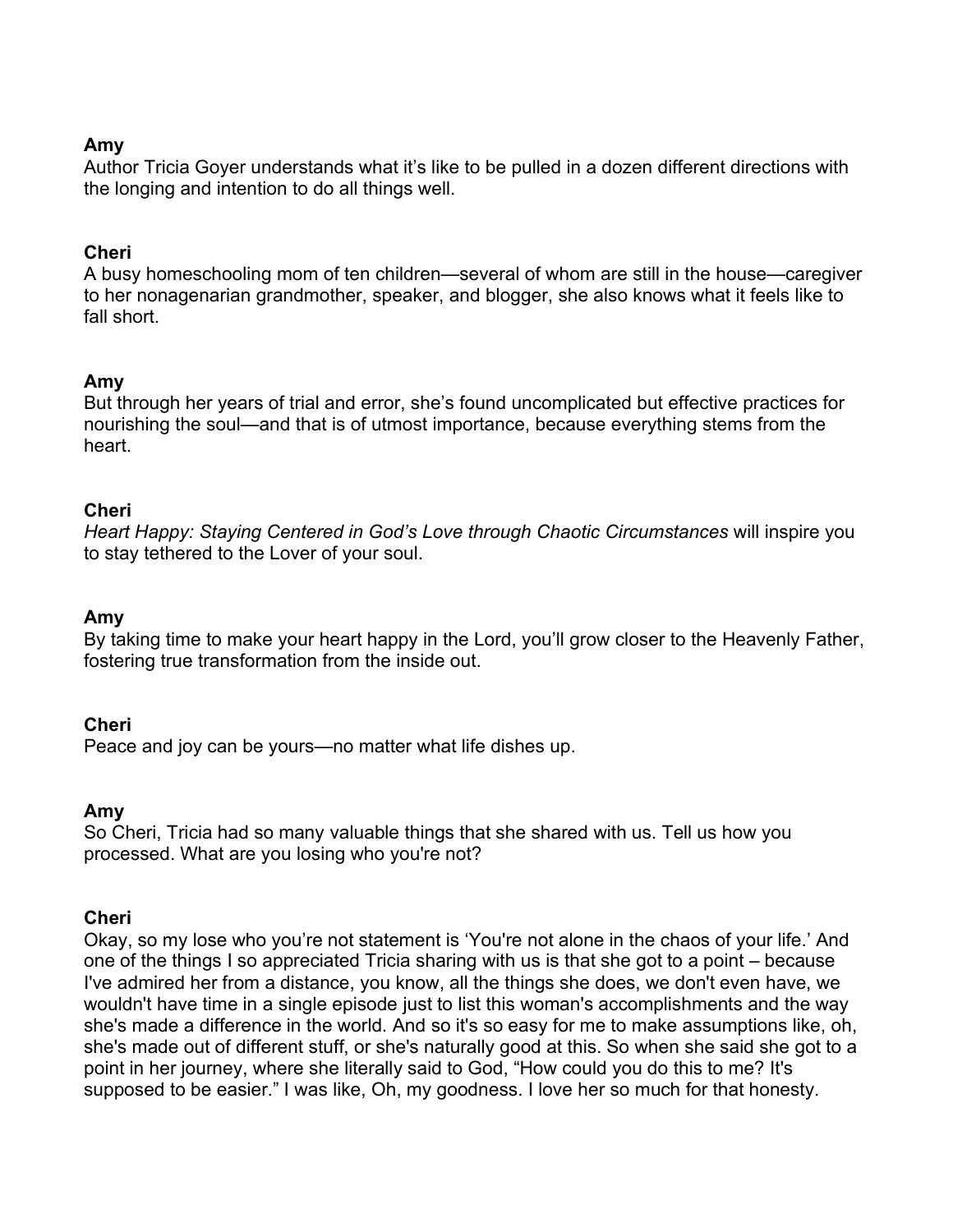**Amy**
Author Tricia Goyer understands what it's like to be pulled in a dozen different directions with the longing and intention to do all things well.

**Cheri**
A busy homeschooling mom of ten children—several of whom are still in the house—caregiver to her nonagenarian grandmother, speaker, and blogger, she also knows what it feels like to fall short.

**Amy**
But through her years of trial and error, she's found uncomplicated but effective practices for nourishing the soul—and that is of utmost importance, because everything stems from the heart.

**Cheri**
*Heart Happy: Staying Centered in God's Love through Chaotic Circumstances* will inspire you to stay tethered to the Lover of your soul.

**Amy**
By taking time to make your heart happy in the Lord, you'll grow closer to the Heavenly Father, fostering true transformation from the inside out.

**Cheri**
Peace and joy can be yours—no matter what life dishes up.

**Amy**
So Cheri, Tricia had so many valuable things that she shared with us. Tell us how you processed. What are you losing who you're not?

**Cheri**
Okay, so my lose who you're not statement is 'You're not alone in the chaos of your life.' And one of the things I so appreciated Tricia sharing with us is that she got to a point – because I've admired her from a distance, you know, all the things she does, we don't even have, we wouldn't have time in a single episode just to list this woman's accomplishments and the way she's made a difference in the world. And so it's so easy for me to make assumptions like, oh, she's made out of different stuff, or she's naturally good at this. So when she said she got to a point in her journey, where she literally said to God, "How could you do this to me? It's supposed to be easier." I was like, Oh, my goodness. I love her so much for that honesty.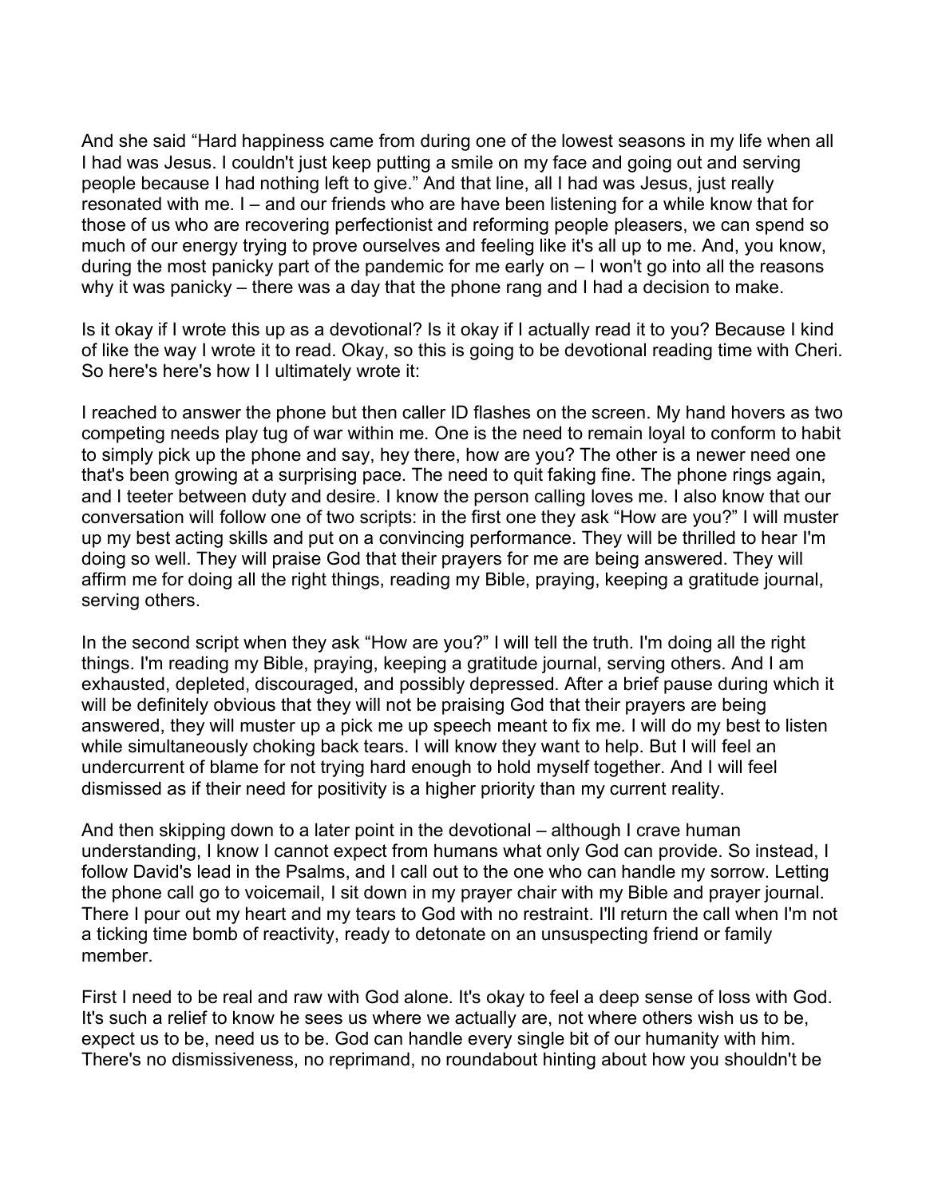And she said "Hard happiness came from during one of the lowest seasons in my life when all I had was Jesus. I couldn't just keep putting a smile on my face and going out and serving people because I had nothing left to give." And that line, all I had was Jesus, just really resonated with me. I – and our friends who are have been listening for a while know that for those of us who are recovering perfectionist and reforming people pleasers, we can spend so much of our energy trying to prove ourselves and feeling like it's all up to me. And, you know, during the most panicky part of the pandemic for me early on – I won't go into all the reasons why it was panicky – there was a day that the phone rang and I had a decision to make.

Is it okay if I wrote this up as a devotional? Is it okay if I actually read it to you? Because I kind of like the way I wrote it to read. Okay, so this is going to be devotional reading time with Cheri. So here's here's how I I ultimately wrote it:

I reached to answer the phone but then caller ID flashes on the screen. My hand hovers as two competing needs play tug of war within me. One is the need to remain loyal to conform to habit to simply pick up the phone and say, hey there, how are you? The other is a newer need one that's been growing at a surprising pace. The need to quit faking fine. The phone rings again, and I teeter between duty and desire. I know the person calling loves me. I also know that our conversation will follow one of two scripts: in the first one they ask "How are you?" I will muster up my best acting skills and put on a convincing performance. They will be thrilled to hear I'm doing so well. They will praise God that their prayers for me are being answered. They will affirm me for doing all the right things, reading my Bible, praying, keeping a gratitude journal, serving others.

In the second script when they ask "How are you?" I will tell the truth. I'm doing all the right things. I'm reading my Bible, praying, keeping a gratitude journal, serving others. And I am exhausted, depleted, discouraged, and possibly depressed. After a brief pause during which it will be definitely obvious that they will not be praising God that their prayers are being answered, they will muster up a pick me up speech meant to fix me. I will do my best to listen while simultaneously choking back tears. I will know they want to help. But I will feel an undercurrent of blame for not trying hard enough to hold myself together. And I will feel dismissed as if their need for positivity is a higher priority than my current reality.

And then skipping down to a later point in the devotional – although I crave human understanding, I know I cannot expect from humans what only God can provide. So instead, I follow David's lead in the Psalms, and I call out to the one who can handle my sorrow. Letting the phone call go to voicemail, I sit down in my prayer chair with my Bible and prayer journal. There I pour out my heart and my tears to God with no restraint. I'll return the call when I'm not a ticking time bomb of reactivity, ready to detonate on an unsuspecting friend or family member.

First I need to be real and raw with God alone. It's okay to feel a deep sense of loss with God. It's such a relief to know he sees us where we actually are, not where others wish us to be, expect us to be, need us to be. God can handle every single bit of our humanity with him. There's no dismissiveness, no reprimand, no roundabout hinting about how you shouldn't be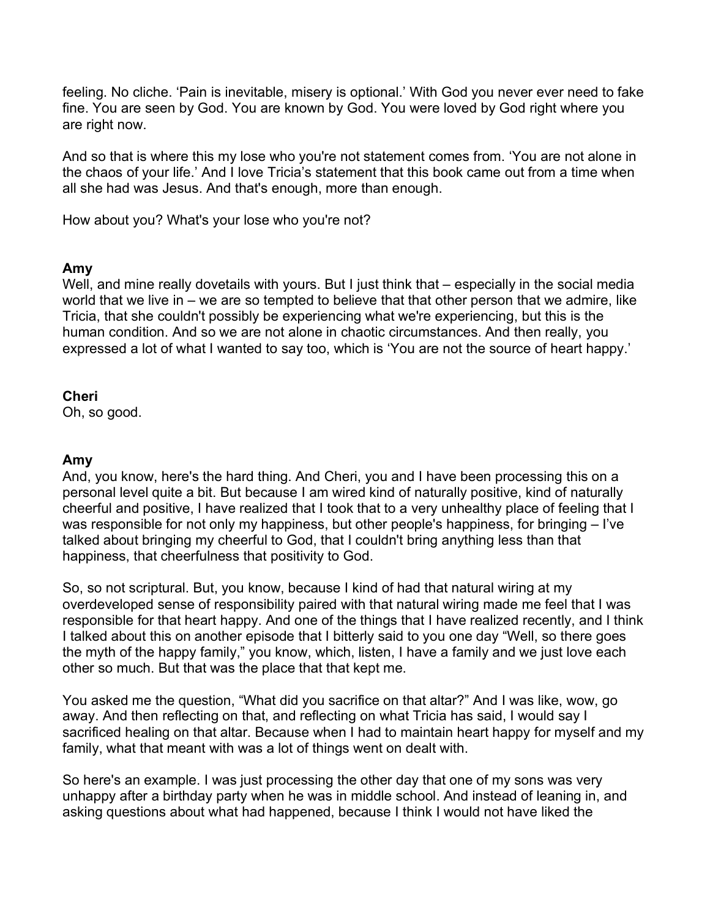feeling. No cliche. 'Pain is inevitable, misery is optional.' With God you never ever need to fake fine. You are seen by God. You are known by God. You were loved by God right where you are right now.

And so that is where this my lose who you're not statement comes from. 'You are not alone in the chaos of your life.' And I love Tricia's statement that this book came out from a time when all she had was Jesus. And that's enough, more than enough.

How about you? What's your lose who you're not?

**Amy**
Well, and mine really dovetails with yours. But I just think that – especially in the social media world that we live in – we are so tempted to believe that that other person that we admire, like Tricia, that she couldn't possibly be experiencing what we're experiencing, but this is the human condition. And so we are not alone in chaotic circumstances. And then really, you expressed a lot of what I wanted to say too, which is 'You are not the source of heart happy.'

**Cheri**
Oh, so good.

**Amy**
And, you know, here's the hard thing. And Cheri, you and I have been processing this on a personal level quite a bit. But because I am wired kind of naturally positive, kind of naturally cheerful and positive, I have realized that I took that to a very unhealthy place of feeling that I was responsible for not only my happiness, but other people's happiness, for bringing – I've talked about bringing my cheerful to God, that I couldn't bring anything less than that happiness, that cheerfulness that positivity to God.

So, so not scriptural. But, you know, because I kind of had that natural wiring at my overdeveloped sense of responsibility paired with that natural wiring made me feel that I was responsible for that heart happy. And one of the things that I have realized recently, and I think I talked about this on another episode that I bitterly said to you one day "Well, so there goes the myth of the happy family," you know, which, listen, I have a family and we just love each other so much. But that was the place that that kept me.

You asked me the question, "What did you sacrifice on that altar?" And I was like, wow, go away. And then reflecting on that, and reflecting on what Tricia has said, I would say I sacrificed healing on that altar. Because when I had to maintain heart happy for myself and my family, what that meant with was a lot of things went on dealt with.

So here's an example. I was just processing the other day that one of my sons was very unhappy after a birthday party when he was in middle school. And instead of leaning in, and asking questions about what had happened, because I think I would not have liked the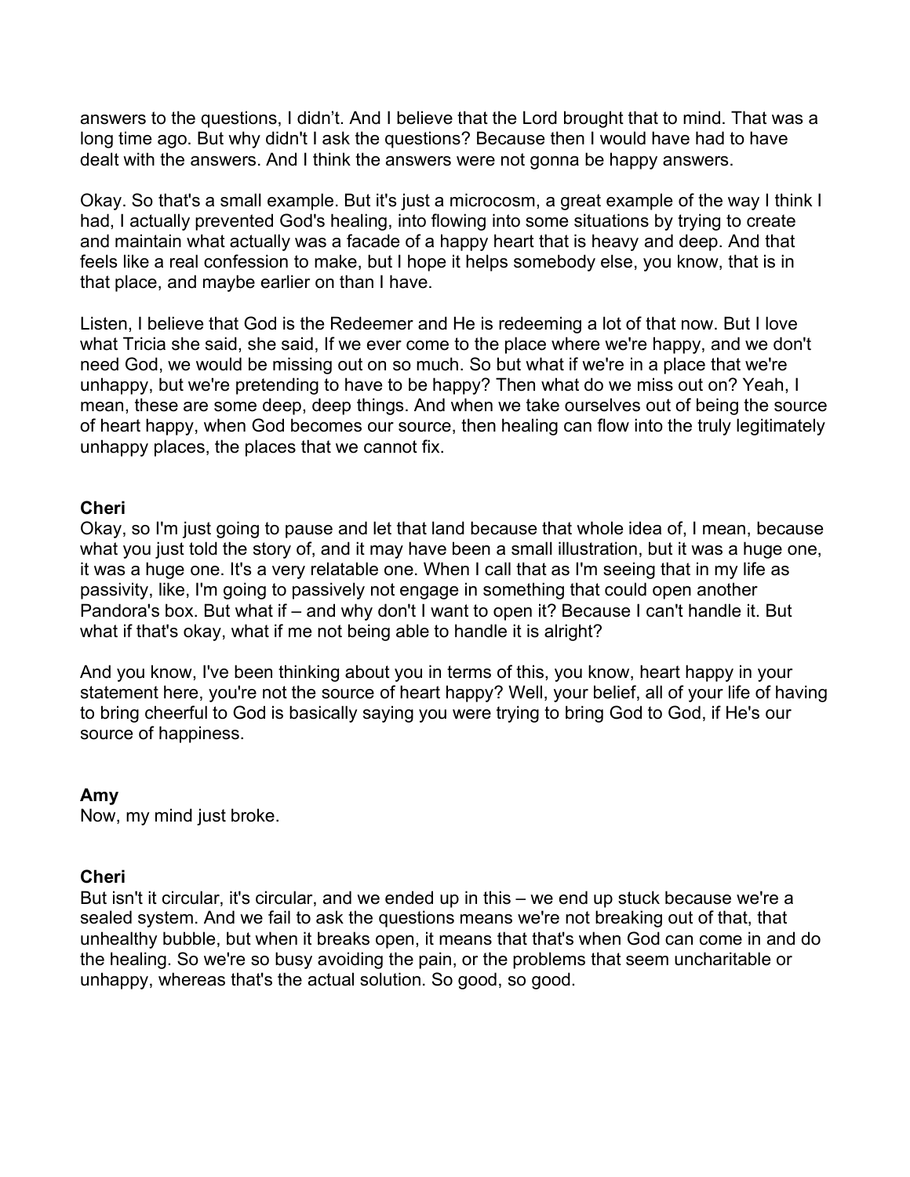answers to the questions, I didn't. And I believe that the Lord brought that to mind. That was a long time ago. But why didn't I ask the questions? Because then I would have had to have dealt with the answers. And I think the answers were not gonna be happy answers.

Okay. So that's a small example. But it's just a microcosm, a great example of the way I think I had, I actually prevented God's healing, into flowing into some situations by trying to create and maintain what actually was a facade of a happy heart that is heavy and deep. And that feels like a real confession to make, but I hope it helps somebody else, you know, that is in that place, and maybe earlier on than I have.

Listen, I believe that God is the Redeemer and He is redeeming a lot of that now. But I love what Tricia she said, she said, If we ever come to the place where we're happy, and we don't need God, we would be missing out on so much. So but what if we're in a place that we're unhappy, but we're pretending to have to be happy? Then what do we miss out on? Yeah, I mean, these are some deep, deep things. And when we take ourselves out of being the source of heart happy, when God becomes our source, then healing can flow into the truly legitimately unhappy places, the places that we cannot fix.

**Cheri**
Okay, so I'm just going to pause and let that land because that whole idea of, I mean, because what you just told the story of, and it may have been a small illustration, but it was a huge one, it was a huge one. It's a very relatable one. When I call that as I'm seeing that in my life as passivity, like, I'm going to passively not engage in something that could open another Pandora's box. But what if – and why don't I want to open it? Because I can't handle it. But what if that's okay, what if me not being able to handle it is alright?

And you know, I've been thinking about you in terms of this, you know, heart happy in your statement here, you're not the source of heart happy? Well, your belief, all of your life of having to bring cheerful to God is basically saying you were trying to bring God to God, if He's our source of happiness.

**Amy**
Now, my mind just broke.

**Cheri**
But isn't it circular, it's circular, and we ended up in this – we end up stuck because we're a sealed system. And we fail to ask the questions means we're not breaking out of that, that unhealthy bubble, but when it breaks open, it means that that's when God can come in and do the healing. So we're so busy avoiding the pain, or the problems that seem uncharitable or unhappy, whereas that's the actual solution. So good, so good.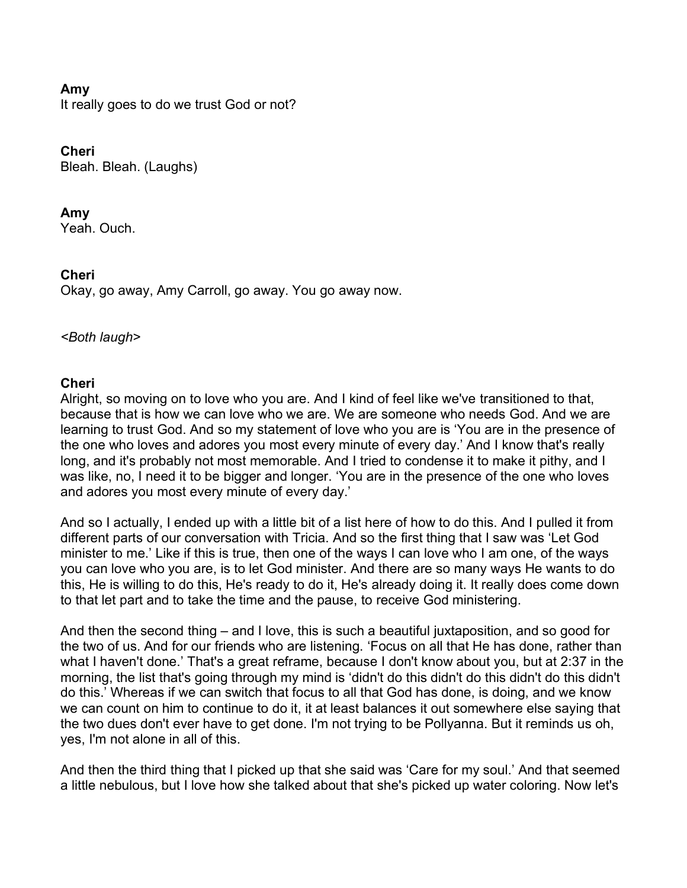**Amy**
It really goes to do we trust God or not?

**Cheri**
Bleah. Bleah. (Laughs)

**Amy**
Yeah. Ouch.

**Cheri**
Okay, go away, Amy Carroll, go away. You go away now.

*<Both laugh>*

**Cheri**
Alright, so moving on to love who you are. And I kind of feel like we've transitioned to that, because that is how we can love who we are. We are someone who needs God. And we are learning to trust God. And so my statement of love who you are is 'You are in the presence of the one who loves and adores you most every minute of every day.' And I know that's really long, and it's probably not most memorable. And I tried to condense it to make it pithy, and I was like, no, I need it to be bigger and longer. 'You are in the presence of the one who loves and adores you most every minute of every day.'

And so I actually, I ended up with a little bit of a list here of how to do this. And I pulled it from different parts of our conversation with Tricia. And so the first thing that I saw was 'Let God minister to me.' Like if this is true, then one of the ways I can love who I am one, of the ways you can love who you are, is to let God minister. And there are so many ways He wants to do this, He is willing to do this, He's ready to do it, He's already doing it. It really does come down to that let part and to take the time and the pause, to receive God ministering.

And then the second thing – and I love, this is such a beautiful juxtaposition, and so good for the two of us. And for our friends who are listening. 'Focus on all that He has done, rather than what I haven't done.' That's a great reframe, because I don't know about you, but at 2:37 in the morning, the list that's going through my mind is 'didn't do this didn't do this didn't do this didn't do this.' Whereas if we can switch that focus to all that God has done, is doing, and we know we can count on him to continue to do it, it at least balances it out somewhere else saying that the two dues don't ever have to get done. I'm not trying to be Pollyanna. But it reminds us oh, yes, I'm not alone in all of this.

And then the third thing that I picked up that she said was 'Care for my soul.' And that seemed a little nebulous, but I love how she talked about that she's picked up water coloring. Now let's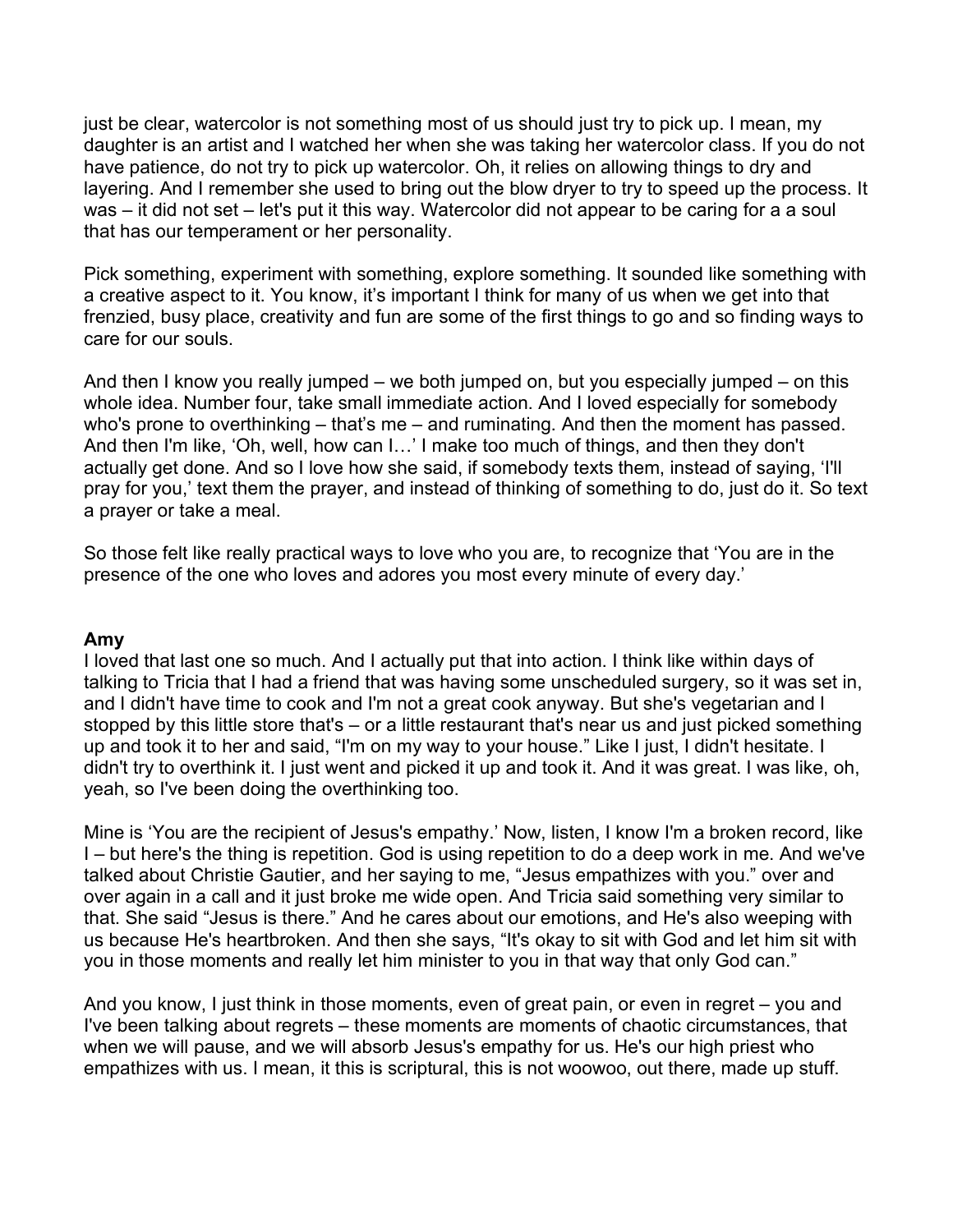just be clear, watercolor is not something most of us should just try to pick up. I mean, my daughter is an artist and I watched her when she was taking her watercolor class. If you do not have patience, do not try to pick up watercolor. Oh, it relies on allowing things to dry and layering. And I remember she used to bring out the blow dryer to try to speed up the process. It was – it did not set – let's put it this way. Watercolor did not appear to be caring for a a soul that has our temperament or her personality.

Pick something, experiment with something, explore something. It sounded like something with a creative aspect to it. You know, it's important I think for many of us when we get into that frenzied, busy place, creativity and fun are some of the first things to go and so finding ways to care for our souls.

And then I know you really jumped – we both jumped on, but you especially jumped – on this whole idea. Number four, take small immediate action. And I loved especially for somebody who's prone to overthinking – that's me – and ruminating. And then the moment has passed. And then I'm like, 'Oh, well, how can I…' I make too much of things, and then they don't actually get done. And so I love how she said, if somebody texts them, instead of saying, 'I'll pray for you,' text them the prayer, and instead of thinking of something to do, just do it. So text a prayer or take a meal.

So those felt like really practical ways to love who you are, to recognize that 'You are in the presence of the one who loves and adores you most every minute of every day.'

**Amy**

I loved that last one so much. And I actually put that into action. I think like within days of talking to Tricia that I had a friend that was having some unscheduled surgery, so it was set in, and I didn't have time to cook and I'm not a great cook anyway. But she's vegetarian and I stopped by this little store that's – or a little restaurant that's near us and just picked something up and took it to her and said, "I'm on my way to your house." Like I just, I didn't hesitate. I didn't try to overthink it. I just went and picked it up and took it. And it was great. I was like, oh, yeah, so I've been doing the overthinking too.

Mine is 'You are the recipient of Jesus's empathy.' Now, listen, I know I'm a broken record, like I – but here's the thing is repetition. God is using repetition to do a deep work in me. And we've talked about Christie Gautier, and her saying to me, "Jesus empathizes with you." over and over again in a call and it just broke me wide open. And Tricia said something very similar to that. She said "Jesus is there." And he cares about our emotions, and He's also weeping with us because He's heartbroken. And then she says, "It's okay to sit with God and let him sit with you in those moments and really let him minister to you in that way that only God can."

And you know, I just think in those moments, even of great pain, or even in regret – you and I've been talking about regrets – these moments are moments of chaotic circumstances, that when we will pause, and we will absorb Jesus's empathy for us. He's our high priest who empathizes with us. I mean, it this is scriptural, this is not woowoo, out there, made up stuff.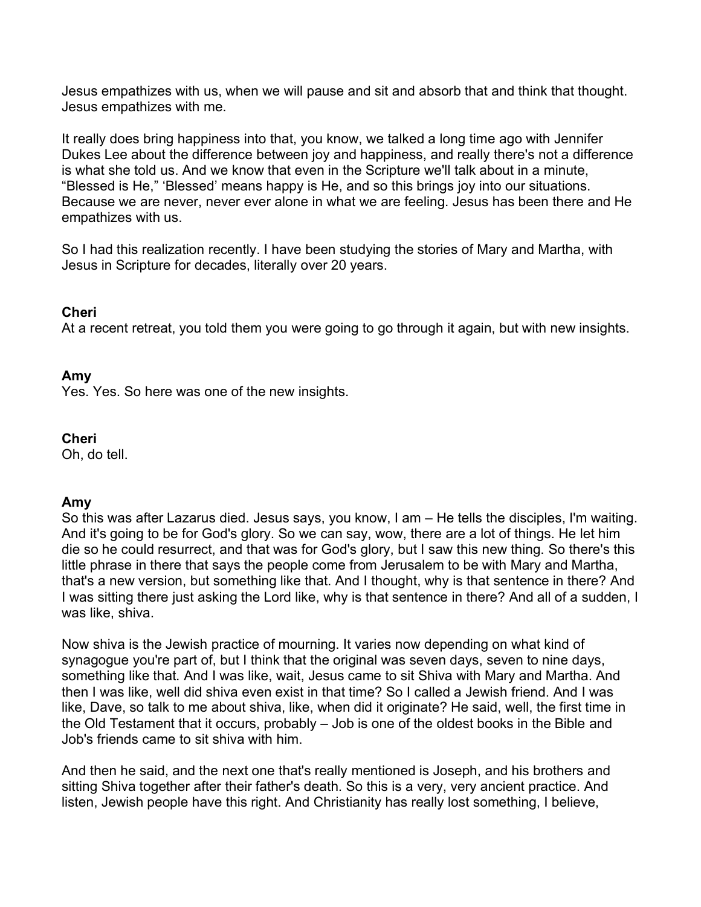Jesus empathizes with us, when we will pause and sit and absorb that and think that thought. Jesus empathizes with me.

It really does bring happiness into that, you know, we talked a long time ago with Jennifer Dukes Lee about the difference between joy and happiness, and really there's not a difference is what she told us. And we know that even in the Scripture we'll talk about in a minute, "Blessed is He," 'Blessed' means happy is He, and so this brings joy into our situations. Because we are never, never ever alone in what we are feeling. Jesus has been there and He empathizes with us.

So I had this realization recently. I have been studying the stories of Mary and Martha, with Jesus in Scripture for decades, literally over 20 years.

**Cheri**
At a recent retreat, you told them you were going to go through it again, but with new insights.

**Amy**
Yes. Yes. So here was one of the new insights.

**Cheri**
Oh, do tell.

**Amy**
So this was after Lazarus died. Jesus says, you know, I am – He tells the disciples, I'm waiting. And it's going to be for God's glory. So we can say, wow, there are a lot of things. He let him die so he could resurrect, and that was for God's glory, but I saw this new thing. So there's this little phrase in there that says the people come from Jerusalem to be with Mary and Martha, that's a new version, but something like that. And I thought, why is that sentence in there? And I was sitting there just asking the Lord like, why is that sentence in there? And all of a sudden, I was like, shiva.

Now shiva is the Jewish practice of mourning. It varies now depending on what kind of synagogue you're part of, but I think that the original was seven days, seven to nine days, something like that. And I was like, wait, Jesus came to sit Shiva with Mary and Martha. And then I was like, well did shiva even exist in that time? So I called a Jewish friend. And I was like, Dave, so talk to me about shiva, like, when did it originate? He said, well, the first time in the Old Testament that it occurs, probably – Job is one of the oldest books in the Bible and Job's friends came to sit shiva with him.

And then he said, and the next one that's really mentioned is Joseph, and his brothers and sitting Shiva together after their father's death. So this is a very, very ancient practice. And listen, Jewish people have this right. And Christianity has really lost something, I believe,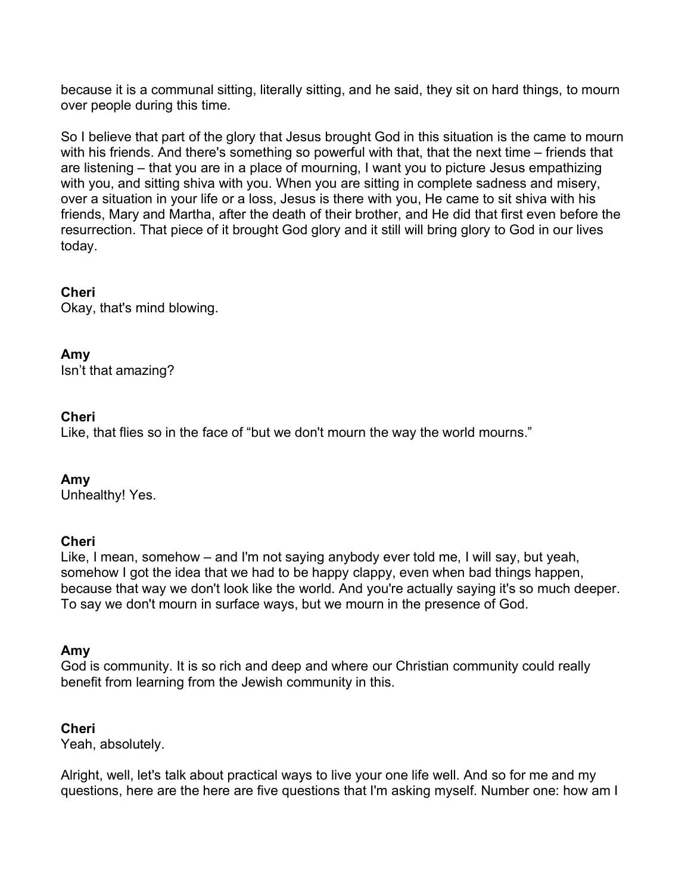because it is a communal sitting, literally sitting, and he said, they sit on hard things, to mourn over people during this time.

So I believe that part of the glory that Jesus brought God in this situation is the came to mourn with his friends. And there's something so powerful with that, that the next time – friends that are listening – that you are in a place of mourning, I want you to picture Jesus empathizing with you, and sitting shiva with you. When you are sitting in complete sadness and misery, over a situation in your life or a loss, Jesus is there with you, He came to sit shiva with his friends, Mary and Martha, after the death of their brother, and He did that first even before the resurrection. That piece of it brought God glory and it still will bring glory to God in our lives today.

**Cheri**
Okay, that's mind blowing.

**Amy**
Isn't that amazing?

**Cheri**
Like, that flies so in the face of "but we don't mourn the way the world mourns."

**Amy**
Unhealthy! Yes.

**Cheri**
Like, I mean, somehow – and I'm not saying anybody ever told me, I will say, but yeah, somehow I got the idea that we had to be happy clappy, even when bad things happen, because that way we don't look like the world. And you're actually saying it's so much deeper. To say we don't mourn in surface ways, but we mourn in the presence of God.

**Amy**
God is community. It is so rich and deep and where our Christian community could really benefit from learning from the Jewish community in this.

**Cheri**
Yeah, absolutely.

Alright, well, let's talk about practical ways to live your one life well. And so for me and my questions, here are the here are five questions that I'm asking myself. Number one: how am I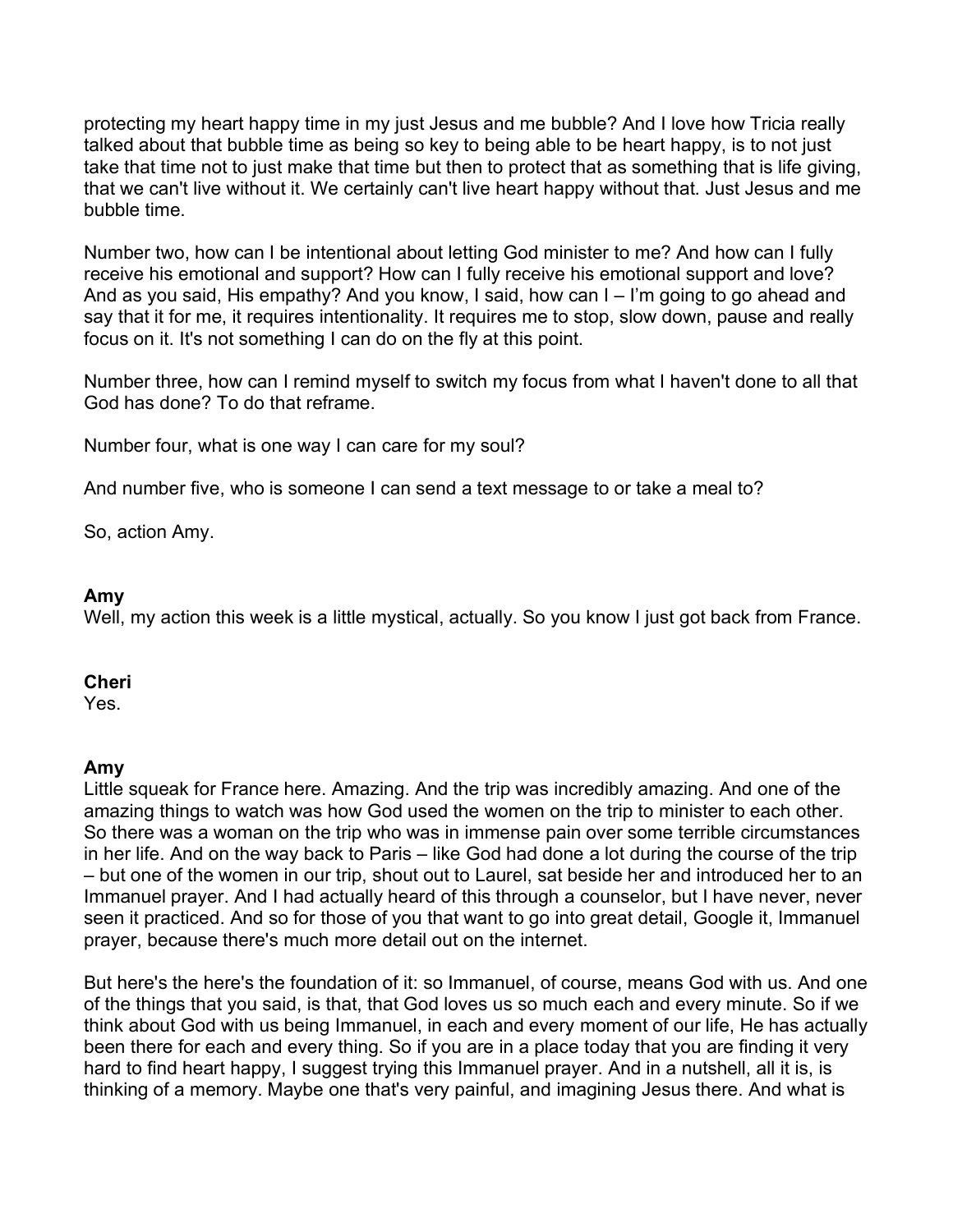protecting my heart happy time in my just Jesus and me bubble? And I love how Tricia really talked about that bubble time as being so key to being able to be heart happy, is to not just take that time not to just make that time but then to protect that as something that is life giving, that we can't live without it. We certainly can't live heart happy without that. Just Jesus and me bubble time.

Number two, how can I be intentional about letting God minister to me? And how can I fully receive his emotional and support? How can I fully receive his emotional support and love? And as you said, His empathy? And you know, I said, how can I – I'm going to go ahead and say that it for me, it requires intentionality. It requires me to stop, slow down, pause and really focus on it. It's not something I can do on the fly at this point.

Number three, how can I remind myself to switch my focus from what I haven't done to all that God has done? To do that reframe.

Number four, what is one way I can care for my soul?

And number five, who is someone I can send a text message to or take a meal to?

So, action Amy.

**Amy**
Well, my action this week is a little mystical, actually. So you know I just got back from France.

**Cheri**
Yes.

**Amy**
Little squeak for France here. Amazing. And the trip was incredibly amazing. And one of the amazing things to watch was how God used the women on the trip to minister to each other. So there was a woman on the trip who was in immense pain over some terrible circumstances in her life. And on the way back to Paris – like God had done a lot during the course of the trip – but one of the women in our trip, shout out to Laurel, sat beside her and introduced her to an Immanuel prayer. And I had actually heard of this through a counselor, but I have never, never seen it practiced. And so for those of you that want to go into great detail, Google it, Immanuel prayer, because there's much more detail out on the internet.

But here's the here's the foundation of it: so Immanuel, of course, means God with us. And one of the things that you said, is that, that God loves us so much each and every minute. So if we think about God with us being Immanuel, in each and every moment of our life, He has actually been there for each and every thing. So if you are in a place today that you are finding it very hard to find heart happy, I suggest trying this Immanuel prayer. And in a nutshell, all it is, is thinking of a memory. Maybe one that's very painful, and imagining Jesus there. And what is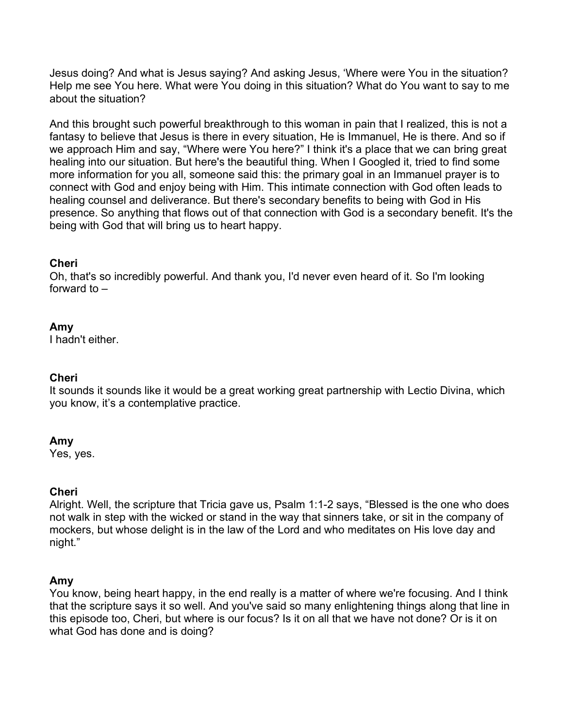Jesus doing? And what is Jesus saying? And asking Jesus, 'Where were You in the situation? Help me see You here. What were You doing in this situation? What do You want to say to me about the situation?

And this brought such powerful breakthrough to this woman in pain that I realized, this is not a fantasy to believe that Jesus is there in every situation, He is Immanuel, He is there. And so if we approach Him and say, "Where were You here?" I think it's a place that we can bring great healing into our situation. But here's the beautiful thing. When I Googled it, tried to find some more information for you all, someone said this: the primary goal in an Immanuel prayer is to connect with God and enjoy being with Him. This intimate connection with God often leads to healing counsel and deliverance. But there's secondary benefits to being with God in His presence. So anything that flows out of that connection with God is a secondary benefit. It's the being with God that will bring us to heart happy.

**Cheri**
Oh, that's so incredibly powerful. And thank you, I'd never even heard of it. So I'm looking forward to –

**Amy**
I hadn't either.

**Cheri**
It sounds it sounds like it would be a great working great partnership with Lectio Divina, which you know, it's a contemplative practice.

**Amy**
Yes, yes.

**Cheri**
Alright. Well, the scripture that Tricia gave us, Psalm 1:1-2 says, "Blessed is the one who does not walk in step with the wicked or stand in the way that sinners take, or sit in the company of mockers, but whose delight is in the law of the Lord and who meditates on His love day and night."

**Amy**
You know, being heart happy, in the end really is a matter of where we're focusing. And I think that the scripture says it so well. And you've said so many enlightening things along that line in this episode too, Cheri, but where is our focus? Is it on all that we have not done? Or is it on what God has done and is doing?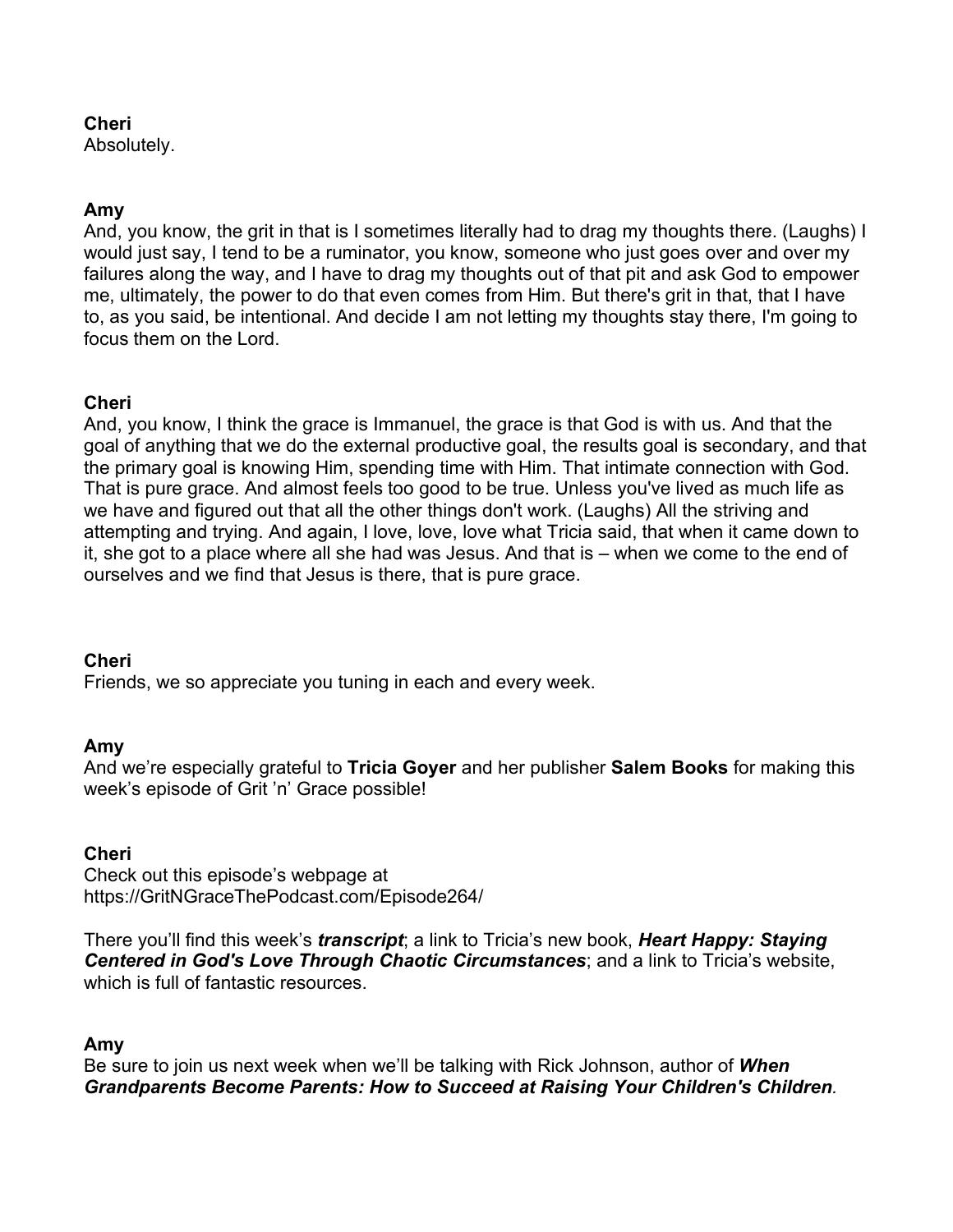**Cheri**
Absolutely.

**Amy**
And, you know, the grit in that is I sometimes literally had to drag my thoughts there. (Laughs) I would just say, I tend to be a ruminator, you know, someone who just goes over and over my failures along the way, and I have to drag my thoughts out of that pit and ask God to empower me, ultimately, the power to do that even comes from Him. But there's grit in that, that I have to, as you said, be intentional. And decide I am not letting my thoughts stay there, I'm going to focus them on the Lord.

**Cheri**
And, you know, I think the grace is Immanuel, the grace is that God is with us. And that the goal of anything that we do the external productive goal, the results goal is secondary, and that the primary goal is knowing Him, spending time with Him. That intimate connection with God. That is pure grace. And almost feels too good to be true. Unless you've lived as much life as we have and figured out that all the other things don't work. (Laughs) All the striving and attempting and trying. And again, I love, love, love what Tricia said, that when it came down to it, she got to a place where all she had was Jesus. And that is – when we come to the end of ourselves and we find that Jesus is there, that is pure grace.

**Cheri**
Friends, we so appreciate you tuning in each and every week.

**Amy**
And we're especially grateful to **Tricia Goyer** and her publisher **Salem Books** for making this week's episode of Grit 'n' Grace possible!

**Cheri**
Check out this episode's webpage at https://GritNGraceThePodcast.com/Episode264/

There you'll find this week's ***transcript***; a link to Tricia's new book, ***Heart Happy: Staying Centered in God's Love Through Chaotic Circumstances***; and a link to Tricia's website, which is full of fantastic resources.

**Amy**
Be sure to join us next week when we'll be talking with Rick Johnson, author of ***When Grandparents Become Parents: How to Succeed at Raising Your Children's Children.***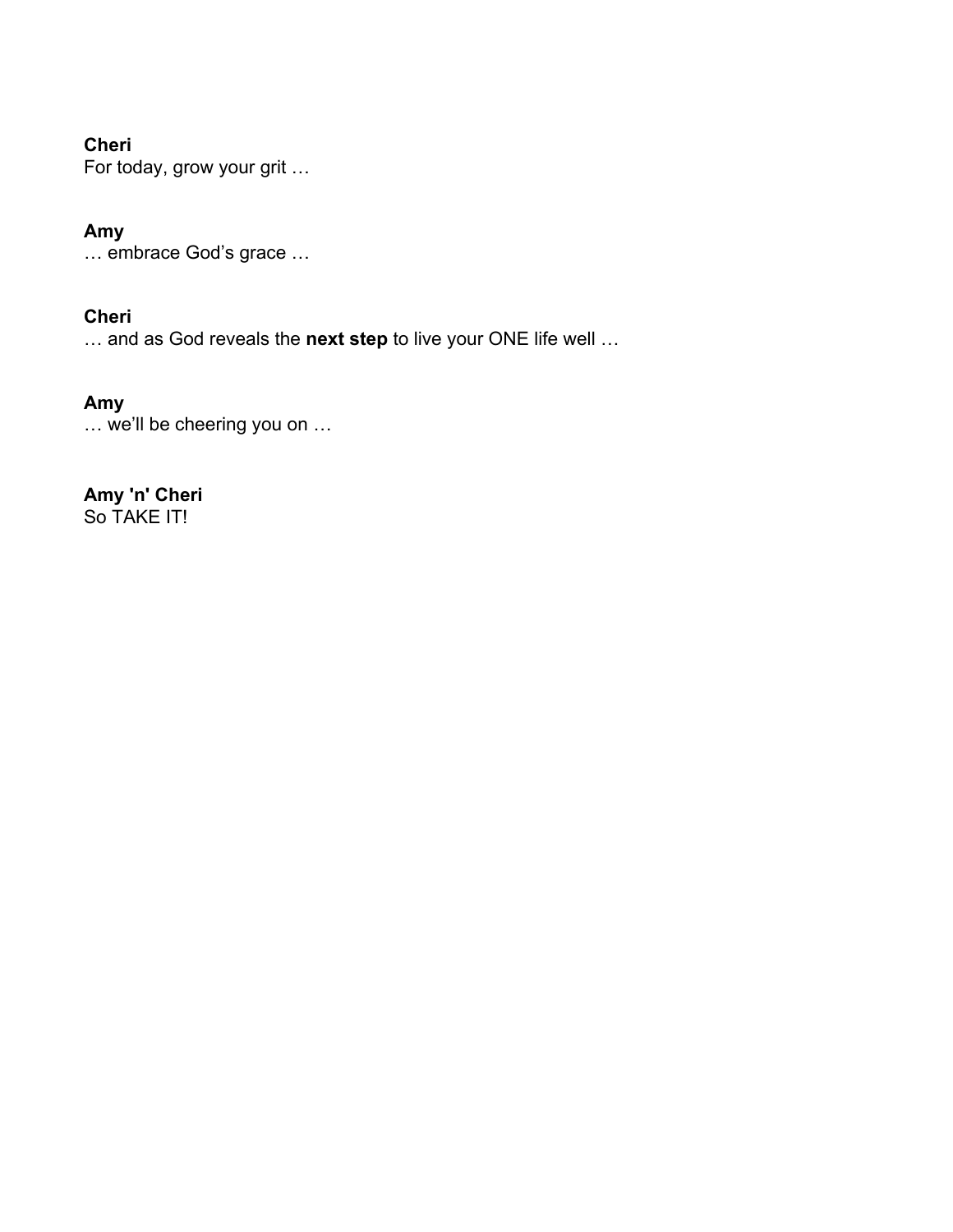**Cheri**
For today, grow your grit …

**Amy**
… embrace God's grace …

**Cheri**
… and as God reveals the **next step** to live your ONE life well …

**Amy**
… we'll be cheering you on …

**Amy 'n' Cheri**
So TAKE IT!